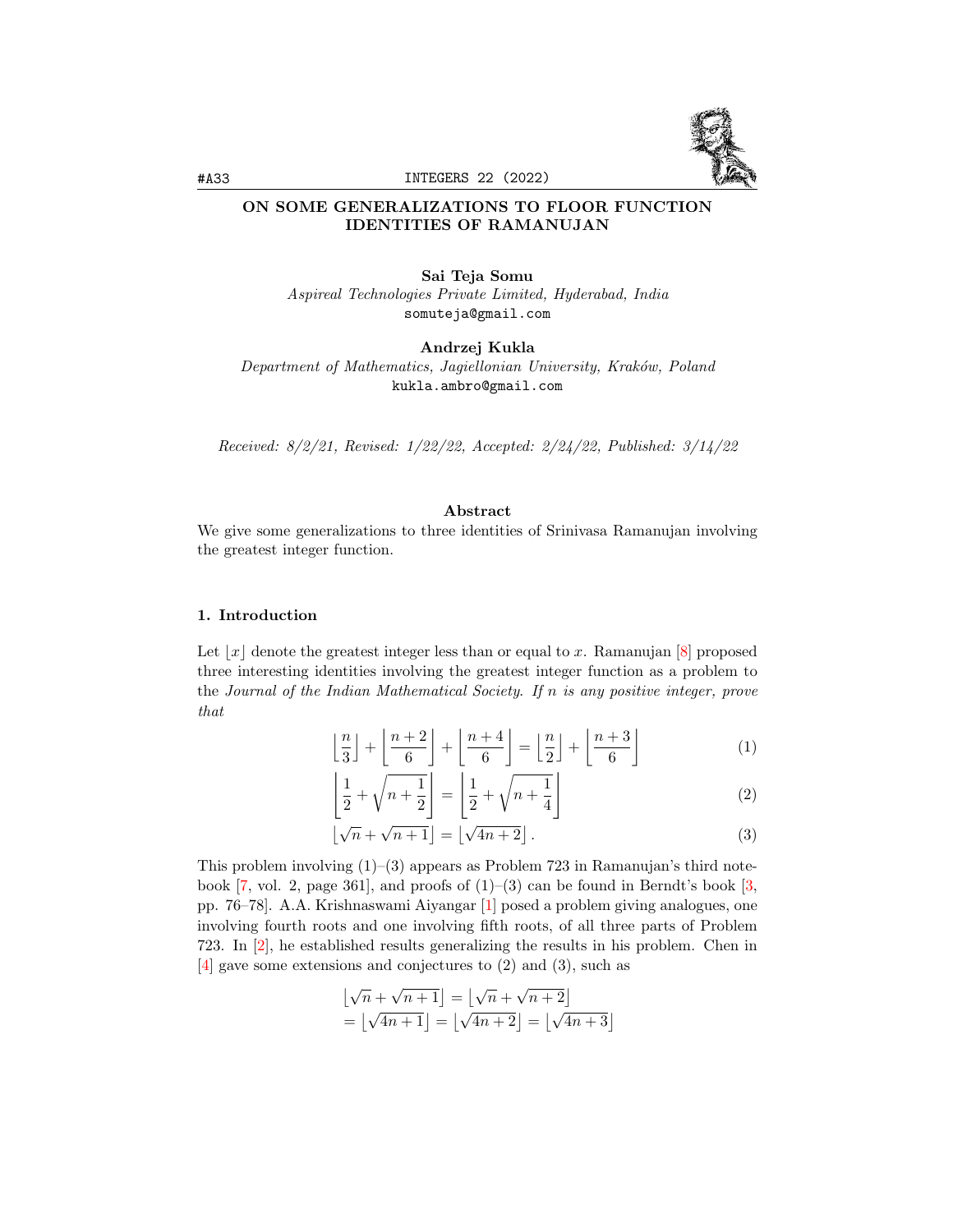# ON SOME GENERALIZATIONS TO FLOOR FUNCTION IDENTITIES OF RAMANUJAN

**Sai Teja Somu**
*Aspireal Technologies Private Limited, Hyderabad, India*
somuteja@gmail.com

**Andrzej Kukla**
*Department of Mathematics, Jagiellonian University, Kraków, Poland*
kukla.ambro@gmail.com

*Received: 8/2/21, Revised: 1/22/22, Accepted: 2/24/22, Published: 3/14/22*

## Abstract

We give some generalizations to three identities of Srinivasa Ramanujan involving the greatest integer function.

## 1. Introduction

Let $\lfloor x \rfloor$ denote the greatest integer less than or equal to $x$. Ramanujan [8] proposed three interesting identities involving the greatest integer function as a problem to the *Journal of the Indian Mathematical Society*. *If $n$ is any positive integer, prove that*

$$\left\lfloor \frac{n}{3} \right\rfloor + \left\lfloor \frac{n+2}{6} \right\rfloor + \left\lfloor \frac{n+4}{6} \right\rfloor = \left\lfloor \frac{n}{2} \right\rfloor + \left\lfloor \frac{n+3}{6} \right\rfloor \tag{1}$$

$$\left\lfloor \frac{1}{2} + \sqrt{n + \frac{1}{2}} \right\rfloor = \left\lfloor \frac{1}{2} + \sqrt{n + \frac{1}{4}} \right\rfloor \tag{2}$$

$$\left\lfloor \sqrt{n} + \sqrt{n+1} \right\rfloor = \left\lfloor \sqrt{4n+2} \right\rfloor. \tag{3}$$

This problem involving (1)–(3) appears as Problem 723 in Ramanujan's third notebook [7, vol. 2, page 361], and proofs of (1)–(3) can be found in Berndt's book [3, pp. 76–78]. A.A. Krishnaswami Aiyangar [1] posed a problem giving analogues, one involving fourth roots and one involving fifth roots, of all three parts of Problem 723. In [2], he established results generalizing the results in his problem. Chen in [4] gave some extensions and conjectures to (2) and (3), such as

$$\begin{aligned}
&\left\lfloor \sqrt{n} + \sqrt{n+1} \right\rfloor = \left\lfloor \sqrt{n} + \sqrt{n+2} \right\rfloor \\
&= \left\lfloor \sqrt{4n+1} \right\rfloor = \left\lfloor \sqrt{4n+2} \right\rfloor = \left\lfloor \sqrt{4n+3} \right\rfloor
\end{aligned}$$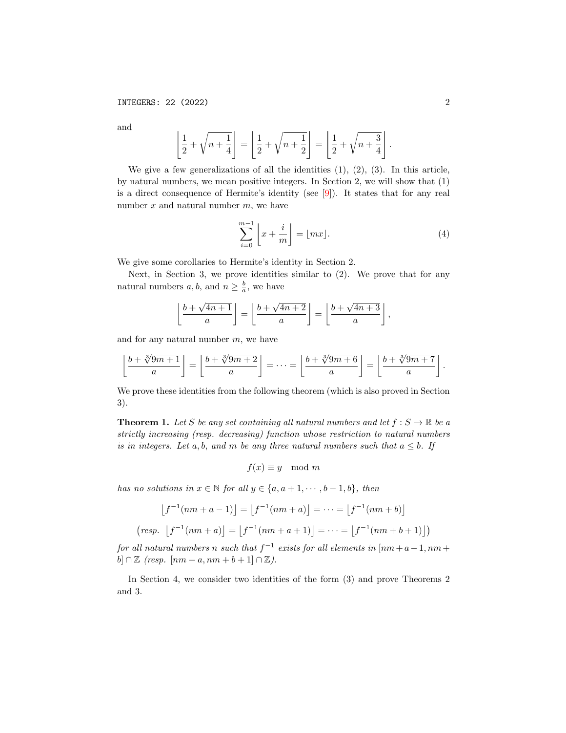and

$$\left\lfloor \frac{1}{2} + \sqrt{n + \frac{1}{4}} \right\rfloor = \left\lfloor \frac{1}{2} + \sqrt{n + \frac{1}{2}} \right\rfloor = \left\lfloor \frac{1}{2} + \sqrt{n + \frac{3}{4}} \right\rfloor.$$

We give a few generalizations of all the identities (1), (2), (3). In this article, by natural numbers, we mean positive integers. In Section 2, we will show that (1) is a direct consequence of Hermite's identity (see [9]). It states that for any real number $x$ and natural number $m$, we have

$$\sum_{i=0}^{m-1} \left\lfloor x + \frac{i}{m} \right\rfloor = \lfloor mx \rfloor. \tag{4}$$

We give some corollaries to Hermite's identity in Section 2.

Next, in Section 3, we prove identities similar to (2). We prove that for any natural numbers $a, b$, and $n \geq \frac{b}{a}$, we have

$$\left\lfloor \frac{b + \sqrt{4n+1}}{a} \right\rfloor = \left\lfloor \frac{b + \sqrt{4n+2}}{a} \right\rfloor = \left\lfloor \frac{b + \sqrt{4n+3}}{a} \right\rfloor,$$

and for any natural number $m$, we have

$$\left\lfloor \frac{b + \sqrt[3]{9m+1}}{a} \right\rfloor = \left\lfloor \frac{b + \sqrt[3]{9m+2}}{a} \right\rfloor = \cdots = \left\lfloor \frac{b + \sqrt[3]{9m+6}}{a} \right\rfloor = \left\lfloor \frac{b + \sqrt[3]{9m+7}}{a} \right\rfloor.$$

We prove these identities from the following theorem (which is also proved in Section 3).

**Theorem 1.** *Let $S$ be any set containing all natural numbers and let $f : S \to \mathbb{R}$ be a strictly increasing (resp. decreasing) function whose restriction to natural numbers is in integers. Let $a, b$, and $m$ be any three natural numbers such that $a \leq b$. If*

$$f(x) \equiv y \mod m$$

*has no solutions in $x \in \mathbb{N}$ for all $y \in \{a, a+1, \cdots, b-1, b\}$, then*

$$\left\lfloor f^{-1}(nm + a - 1) \right\rfloor = \left\lfloor f^{-1}(nm + a) \right\rfloor = \cdots = \left\lfloor f^{-1}(nm + b) \right\rfloor$$

$$\left(\textit{resp.} \ \left\lfloor f^{-1}(nm + a) \right\rfloor = \left\lfloor f^{-1}(nm + a + 1) \right\rfloor = \cdots = \left\lfloor f^{-1}(nm + b + 1) \right\rfloor\right)$$

*for all natural numbers $n$ such that $f^{-1}$ exists for all elements in $[nm + a - 1, nm + b] \cap \mathbb{Z}$ (resp. $[nm + a, nm + b + 1] \cap \mathbb{Z}$).*

In Section 4, we consider two identities of the form (3) and prove Theorems 2 and 3.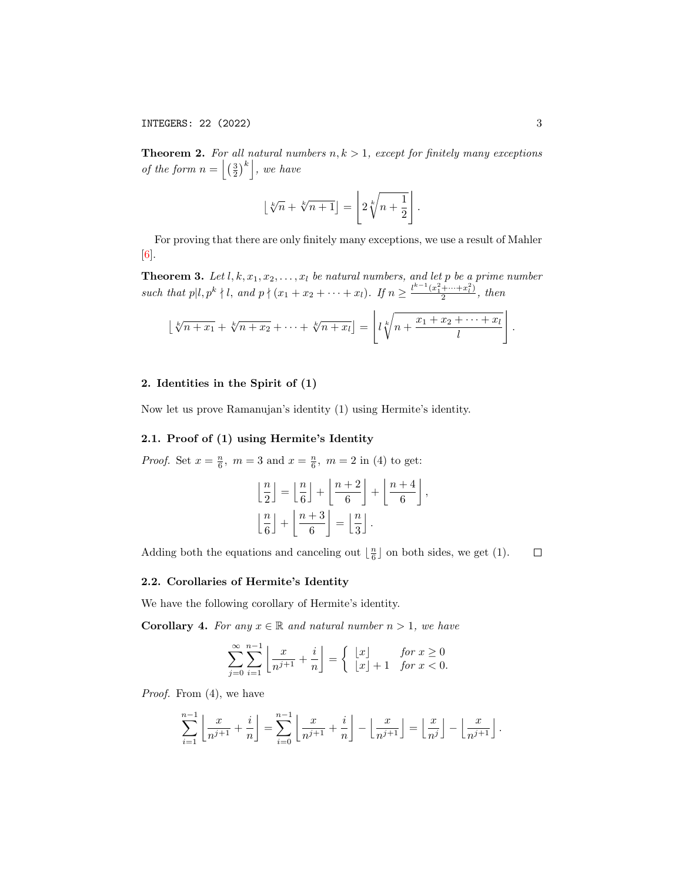**Theorem 2.** *For all natural numbers $n, k > 1$, except for finitely many exceptions of the form $n = \left\lfloor \left(\frac{3}{2}\right)^k \right\rfloor$, we have*

$$\lfloor \sqrt[k]{n} + \sqrt[k]{n+1} \rfloor = \left\lfloor 2\sqrt[k]{n + \frac{1}{2}} \right\rfloor .$$

For proving that there are only finitely many exceptions, we use a result of Mahler [6].

**Theorem 3.** *Let $l, k, x_1, x_2, \ldots, x_l$ be natural numbers, and let $p$ be a prime number such that $p | l, p^k \nmid l$, and $p \nmid (x_1 + x_2 + \cdots + x_l)$. If $n \geq \frac{l^{k-1}(x_1^2 + \cdots + x_l^2)}{2}$, then*

$$\lfloor \sqrt[k]{n + x_1} + \sqrt[k]{n + x_2} + \cdots + \sqrt[k]{n + x_l} \rfloor = \left\lfloor l\sqrt[k]{n + \frac{x_1 + x_2 + \cdots + x_l}{l}} \right\rfloor .$$

## 2. Identities in the Spirit of (1)

Now let us prove Ramanujan's identity (1) using Hermite's identity.

### 2.1. Proof of (1) using Hermite's Identity

*Proof.* Set $x = \frac{n}{6},\ m = 3$ and $x = \frac{n}{6},\ m = 2$ in (4) to get:

$$\left\lfloor \frac{n}{2} \right\rfloor = \left\lfloor \frac{n}{6} \right\rfloor + \left\lfloor \frac{n+2}{6} \right\rfloor + \left\lfloor \frac{n+4}{6} \right\rfloor ,$$

$$\left\lfloor \frac{n}{6} \right\rfloor + \left\lfloor \frac{n+3}{6} \right\rfloor = \left\lfloor \frac{n}{3} \right\rfloor .$$

Adding both the equations and canceling out $\lfloor \frac{n}{6} \rfloor$ on both sides, we get (1). $\square$

### 2.2. Corollaries of Hermite's Identity

We have the following corollary of Hermite's identity.

**Corollary 4.** *For any $x \in \mathbb{R}$ and natural number $n > 1$, we have*

$$\sum_{j=0}^{\infty} \sum_{i=1}^{n-1} \left\lfloor \frac{x}{n^{j+1}} + \frac{i}{n} \right\rfloor = \begin{cases} \lfloor x \rfloor & \text{for } x \geq 0 \\ \lfloor x \rfloor + 1 & \text{for } x < 0. \end{cases}$$

*Proof.* From (4), we have

$$\sum_{i=1}^{n-1} \left\lfloor \frac{x}{n^{j+1}} + \frac{i}{n} \right\rfloor = \sum_{i=0}^{n-1} \left\lfloor \frac{x}{n^{j+1}} + \frac{i}{n} \right\rfloor - \left\lfloor \frac{x}{n^{j+1}} \right\rfloor = \left\lfloor \frac{x}{n^j} \right\rfloor - \left\lfloor \frac{x}{n^{j+1}} \right\rfloor .$$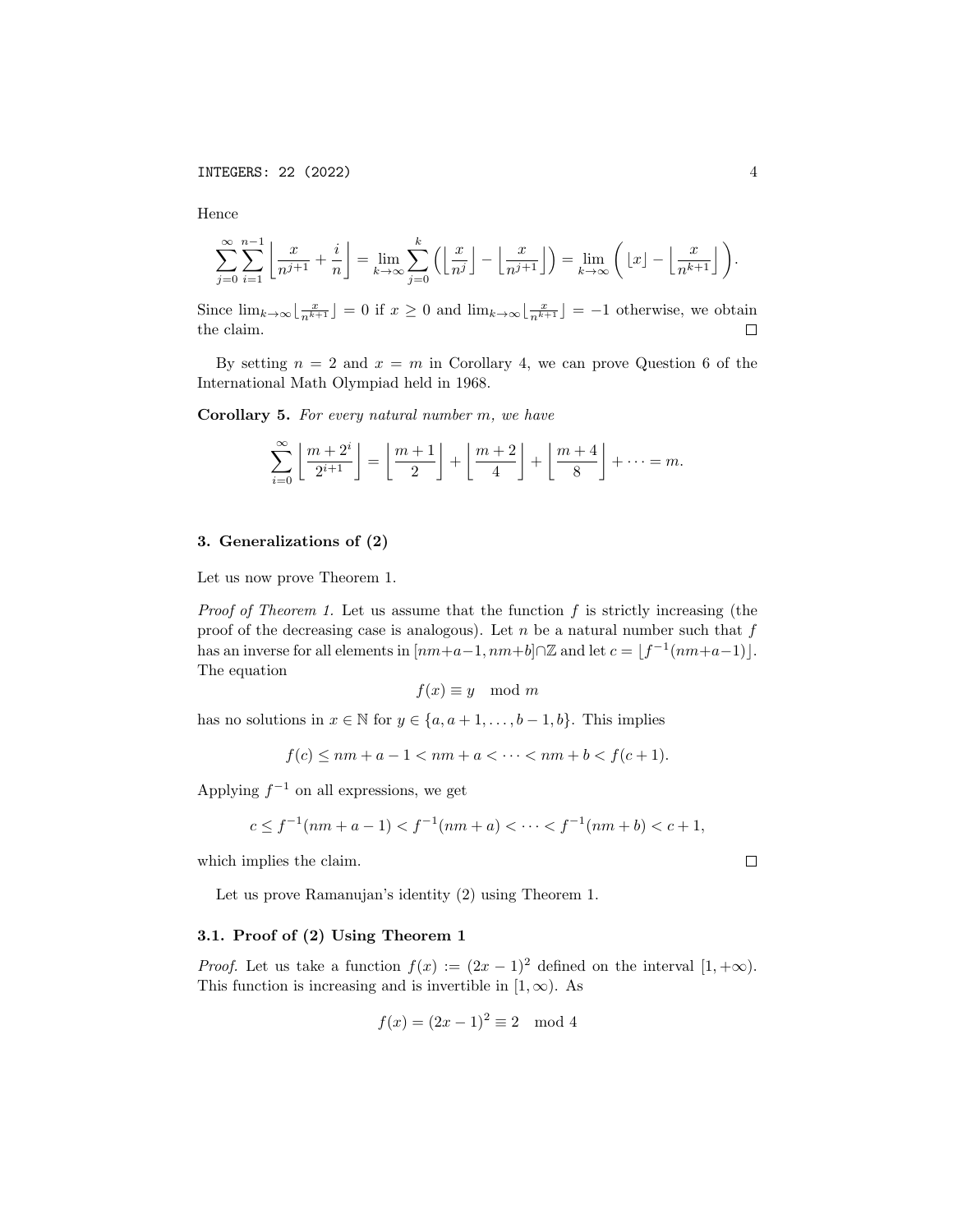Hence

$$\sum_{j=0}^{\infty}\sum_{i=1}^{n-1}\left\lfloor \frac{x}{n^{j+1}}+\frac{i}{n}\right\rfloor = \lim_{k\to\infty}\sum_{j=0}^{k}\left(\left\lfloor \frac{x}{n^{j}}\right\rfloor - \left\lfloor \frac{x}{n^{j+1}}\right\rfloor\right) = \lim_{k\to\infty}\left(\lfloor x\rfloor - \left\lfloor \frac{x}{n^{k+1}}\right\rfloor\right).$$

Since $\lim_{k\to\infty}\lfloor \frac{x}{n^{k+1}}\rfloor = 0$ if $x \geq 0$ and $\lim_{k\to\infty}\lfloor \frac{x}{n^{k+1}}\rfloor = -1$ otherwise, we obtain the claim. □

By setting $n = 2$ and $x = m$ in Corollary 4, we can prove Question 6 of the International Math Olympiad held in 1968.

**Corollary 5.** *For every natural number $m$, we have*

$$\sum_{i=0}^{\infty}\left\lfloor \frac{m+2^i}{2^{i+1}}\right\rfloor = \left\lfloor \frac{m+1}{2}\right\rfloor + \left\lfloor \frac{m+2}{4}\right\rfloor + \left\lfloor \frac{m+4}{8}\right\rfloor + \cdots = m.$$

## 3. Generalizations of (2)

Let us now prove Theorem 1.

*Proof of Theorem 1.* Let us assume that the function $f$ is strictly increasing (the proof of the decreasing case is analogous). Let $n$ be a natural number such that $f$ has an inverse for all elements in $[nm+a-1, nm+b]\cap\mathbb{Z}$ and let $c = \lfloor f^{-1}(nm+a-1)\rfloor$. The equation

$$f(x) \equiv y \mod m$$

has no solutions in $x \in \mathbb{N}$ for $y \in \{a, a+1, \ldots, b-1, b\}$. This implies

$$f(c) \leq nm + a - 1 < nm + a < \cdots < nm + b < f(c+1).$$

Applying $f^{-1}$ on all expressions, we get

$$c \leq f^{-1}(nm+a-1) < f^{-1}(nm+a) < \cdots < f^{-1}(nm+b) < c+1,$$

which implies the claim. □

Let us prove Ramanujan's identity (2) using Theorem 1.

### 3.1. Proof of (2) Using Theorem 1

*Proof.* Let us take a function $f(x) := (2x-1)^2$ defined on the interval $[1, +\infty)$. This function is increasing and is invertible in $[1, \infty)$. As

$$f(x) = (2x-1)^2 \equiv 2 \mod 4$$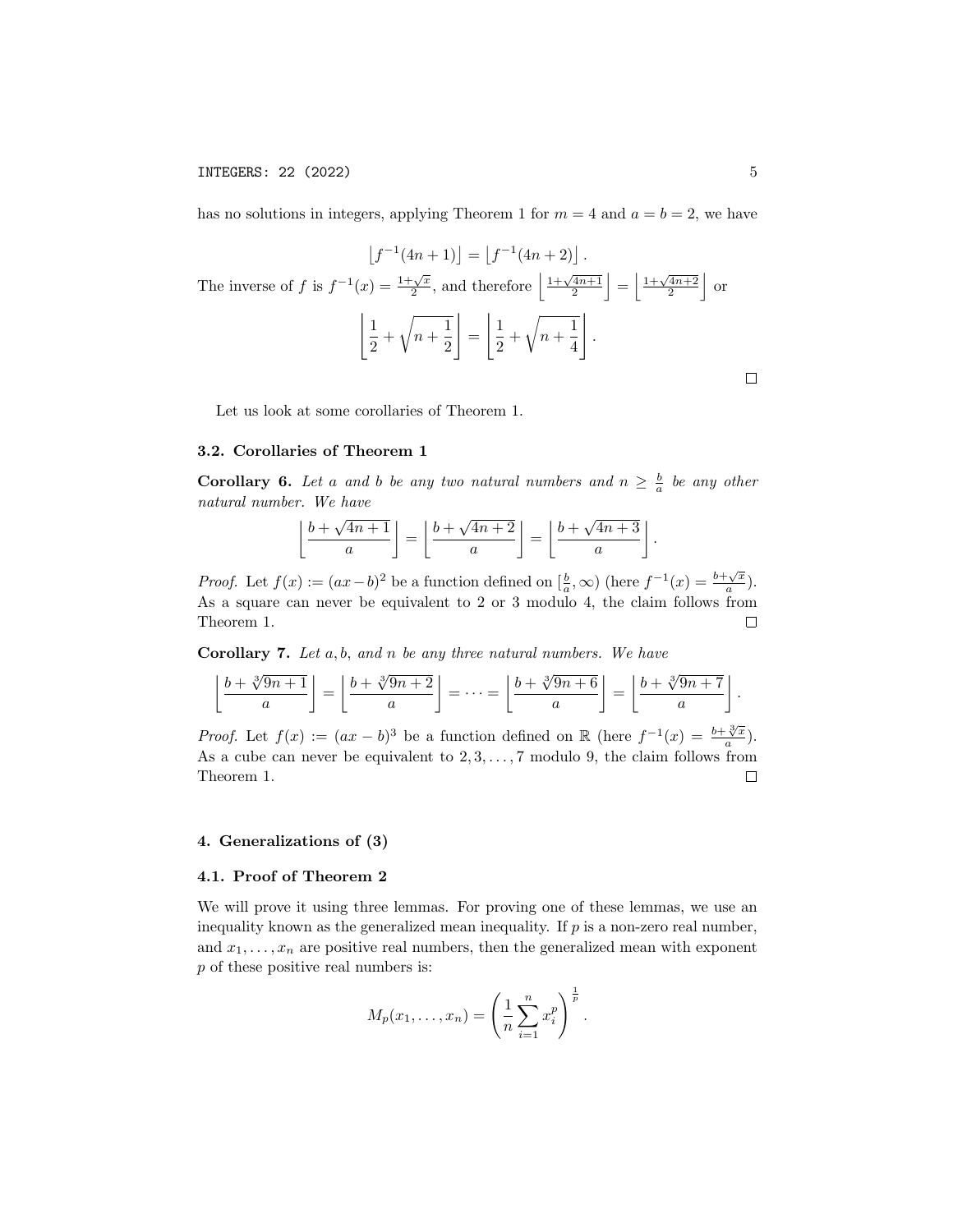has no solutions in integers, applying Theorem 1 for $m = 4$ and $a = b = 2$, we have

$$\left\lfloor f^{-1}(4n+1) \right\rfloor = \left\lfloor f^{-1}(4n+2) \right\rfloor.$$

The inverse of $f$ is $f^{-1}(x) = \frac{1+\sqrt{x}}{2}$, and therefore $\left\lfloor \frac{1+\sqrt{4n+1}}{2} \right\rfloor = \left\lfloor \frac{1+\sqrt{4n+2}}{2} \right\rfloor$ or

$$\left\lfloor \frac{1}{2} + \sqrt{n + \frac{1}{2}} \right\rfloor = \left\lfloor \frac{1}{2} + \sqrt{n + \frac{1}{4}} \right\rfloor.$$

□

Let us look at some corollaries of Theorem 1.

### 3.2. Corollaries of Theorem 1

**Corollary 6.** *Let $a$ and $b$ be any two natural numbers and $n \geq \frac{b}{a}$ be any other natural number. We have*

$$\left\lfloor \frac{b+\sqrt{4n+1}}{a} \right\rfloor = \left\lfloor \frac{b+\sqrt{4n+2}}{a} \right\rfloor = \left\lfloor \frac{b+\sqrt{4n+3}}{a} \right\rfloor.$$

*Proof.* Let $f(x) := (ax-b)^2$ be a function defined on $[\frac{b}{a}, \infty)$ (here $f^{-1}(x) = \frac{b+\sqrt{x}}{a}$). As a square can never be equivalent to 2 or 3 modulo 4, the claim follows from Theorem 1. □

**Corollary 7.** *Let $a, b,$ and $n$ be any three natural numbers. We have*

$$\left\lfloor \frac{b+\sqrt[3]{9n+1}}{a} \right\rfloor = \left\lfloor \frac{b+\sqrt[3]{9n+2}}{a} \right\rfloor = \cdots = \left\lfloor \frac{b+\sqrt[3]{9n+6}}{a} \right\rfloor = \left\lfloor \frac{b+\sqrt[3]{9n+7}}{a} \right\rfloor.$$

*Proof.* Let $f(x) := (ax-b)^3$ be a function defined on $\mathbb{R}$ (here $f^{-1}(x) = \frac{b+\sqrt[3]{x}}{a}$). As a cube can never be equivalent to $2, 3, \ldots, 7$ modulo 9, the claim follows from Theorem 1. □

## 4. Generalizations of (3)

### 4.1. Proof of Theorem 2

We will prove it using three lemmas. For proving one of these lemmas, we use an inequality known as the generalized mean inequality. If $p$ is a non-zero real number, and $x_1, \ldots, x_n$ are positive real numbers, then the generalized mean with exponent $p$ of these positive real numbers is:

$$M_p(x_1, \ldots, x_n) = \left( \frac{1}{n} \sum_{i=1}^{n} x_i^p \right)^{\frac{1}{p}}.$$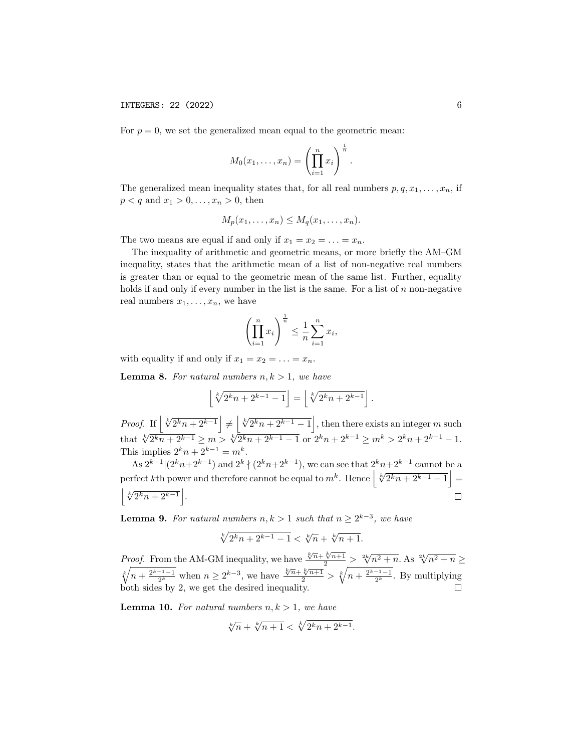For $p = 0$, we set the generalized mean equal to the geometric mean:

$$M_0(x_1, \ldots, x_n) = \left(\prod_{i=1}^{n} x_i\right)^{\frac{1}{n}}.$$

The generalized mean inequality states that, for all real numbers $p, q, x_1, \ldots, x_n$, if $p < q$ and $x_1 > 0, \ldots, x_n > 0$, then

$$M_p(x_1, \ldots, x_n) \leq M_q(x_1, \ldots, x_n).$$

The two means are equal if and only if $x_1 = x_2 = \ldots = x_n$.

The inequality of arithmetic and geometric means, or more briefly the AM–GM inequality, states that the arithmetic mean of a list of non-negative real numbers is greater than or equal to the geometric mean of the same list. Further, equality holds if and only if every number in the list is the same. For a list of $n$ non-negative real numbers $x_1, \ldots, x_n$, we have

$$\left(\prod_{i=1}^{n} x_i\right)^{\frac{1}{n}} \leq \frac{1}{n}\sum_{i=1}^{n} x_i,$$

with equality if and only if $x_1 = x_2 = \ldots = x_n$.

**Lemma 8.** *For natural numbers $n, k > 1$, we have*

$$\left\lfloor \sqrt[k]{2^k n + 2^{k-1} - 1} \right\rfloor = \left\lfloor \sqrt[k]{2^k n + 2^{k-1}} \right\rfloor.$$

*Proof.* If $\left\lfloor \sqrt[k]{2^k n + 2^{k-1}} \right\rfloor \neq \left\lfloor \sqrt[k]{2^k n + 2^{k-1} - 1} \right\rfloor$, then there exists an integer $m$ such that $\sqrt[k]{2^k n + 2^{k-1}} \geq m > \sqrt[k]{2^k n + 2^{k-1} - 1}$ or $2^k n + 2^{k-1} \geq m^k > 2^k n + 2^{k-1} - 1$. This implies $2^k n + 2^{k-1} = m^k$.

As $2^{k-1} | (2^k n + 2^{k-1})$ and $2^k \nmid (2^k n + 2^{k-1})$, we can see that $2^k n + 2^{k-1}$ cannot be a perfect $k$th power and therefore cannot be equal to $m^k$. Hence $\left\lfloor \sqrt[k]{2^k n + 2^{k-1} - 1} \right\rfloor = \left\lfloor \sqrt[k]{2^k n + 2^{k-1}} \right\rfloor$. $\square$

**Lemma 9.** *For natural numbers $n, k > 1$ such that $n \geq 2^{k-3}$, we have*

$$\sqrt[k]{2^k n + 2^{k-1} - 1} < \sqrt[k]{n} + \sqrt[k]{n+1}.$$

*Proof.* From the AM-GM inequality, we have $\frac{\sqrt[k]{n} + \sqrt[k]{n+1}}{2} > \sqrt[2k]{n^2 + n}$. As $\sqrt[2k]{n^2 + n} \geq \sqrt[k]{n + \frac{2^{k-1}-1}{2^k}}$ when $n \geq 2^{k-3}$, we have $\frac{\sqrt[k]{n} + \sqrt[k]{n+1}}{2} > \sqrt[k]{n + \frac{2^{k-1}-1}{2^k}}$. By multiplying both sides by 2, we get the desired inequality. $\square$

**Lemma 10.** *For natural numbers $n, k > 1$, we have*

$$\sqrt[k]{n} + \sqrt[k]{n+1} < \sqrt[k]{2^k n + 2^{k-1}}.$$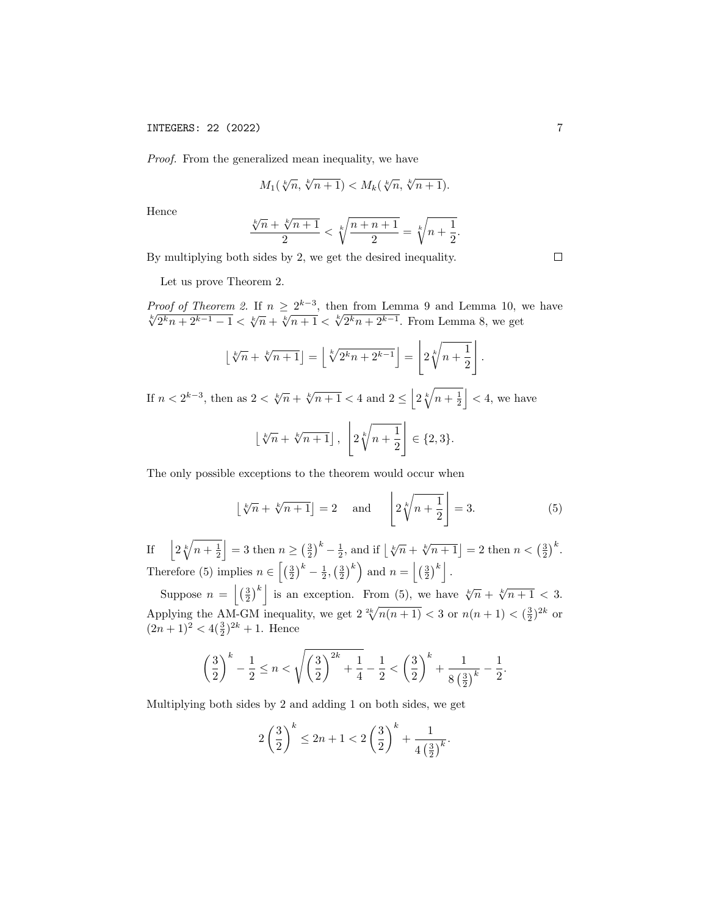*Proof.* From the generalized mean inequality, we have

$$M_1(\sqrt[k]{n}, \sqrt[k]{n+1}) < M_k(\sqrt[k]{n}, \sqrt[k]{n+1}).$$

Hence

$$\frac{\sqrt[k]{n} + \sqrt[k]{n+1}}{2} < \sqrt[k]{\frac{n+n+1}{2}} = \sqrt[k]{n+\frac{1}{2}}.$$

By multiplying both sides by 2, we get the desired inequality. □

Let us prove Theorem 2.

*Proof of Theorem 2.* If $n \geq 2^{k-3}$, then from Lemma 9 and Lemma 10, we have $\sqrt[k]{2^k n + 2^{k-1} - 1} < \sqrt[k]{n} + \sqrt[k]{n+1} < \sqrt[k]{2^k n + 2^{k-1}}$. From Lemma 8, we get

$$\left\lfloor \sqrt[k]{n} + \sqrt[k]{n+1} \right\rfloor = \left\lfloor \sqrt[k]{2^k n + 2^{k-1}} \right\rfloor = \left\lfloor 2\sqrt[k]{n+\frac{1}{2}} \right\rfloor.$$

If $n < 2^{k-3}$, then as $2 < \sqrt[k]{n} + \sqrt[k]{n+1} < 4$ and $2 \leq \left\lfloor 2\sqrt[k]{n+\frac{1}{2}} \right\rfloor < 4$, we have

$$\left\lfloor \sqrt[k]{n} + \sqrt[k]{n+1} \right\rfloor, \ \left\lfloor 2\sqrt[k]{n+\frac{1}{2}} \right\rfloor \in \{2, 3\}.$$

The only possible exceptions to the theorem would occur when

$$\left\lfloor \sqrt[k]{n} + \sqrt[k]{n+1} \right\rfloor = 2 \quad \text{and} \quad \left\lfloor 2\sqrt[k]{n+\frac{1}{2}} \right\rfloor = 3. \tag{5}$$

If $\left\lfloor 2\sqrt[k]{n+\frac{1}{2}} \right\rfloor = 3$ then $n \geq \left(\frac{3}{2}\right)^k - \frac{1}{2}$, and if $\left\lfloor \sqrt[k]{n} + \sqrt[k]{n+1} \right\rfloor = 2$ then $n < \left(\frac{3}{2}\right)^k$. Therefore (5) implies $n \in \left[\left(\frac{3}{2}\right)^k - \frac{1}{2}, \left(\frac{3}{2}\right)^k\right)$ and $n = \left\lfloor \left(\frac{3}{2}\right)^k \right\rfloor$.

Suppose $n = \left\lfloor \left(\frac{3}{2}\right)^k \right\rfloor$ is an exception. From (5), we have $\sqrt[k]{n} + \sqrt[k]{n+1} < 3$. Applying the AM-GM inequality, we get $2\sqrt[2k]{n(n+1)} < 3$ or $n(n+1) < (\frac{3}{2})^{2k}$ or $(2n+1)^2 < 4(\frac{3}{2})^{2k} + 1$. Hence

$$\left(\frac{3}{2}\right)^k - \frac{1}{2} \leq n < \sqrt{\left(\frac{3}{2}\right)^{2k} + \frac{1}{4}} - \frac{1}{2} < \left(\frac{3}{2}\right)^k + \frac{1}{8\left(\frac{3}{2}\right)^k} - \frac{1}{2}.$$

Multiplying both sides by 2 and adding 1 on both sides, we get

$$2\left(\frac{3}{2}\right)^k \leq 2n+1 < 2\left(\frac{3}{2}\right)^k + \frac{1}{4\left(\frac{3}{2}\right)^k}.$$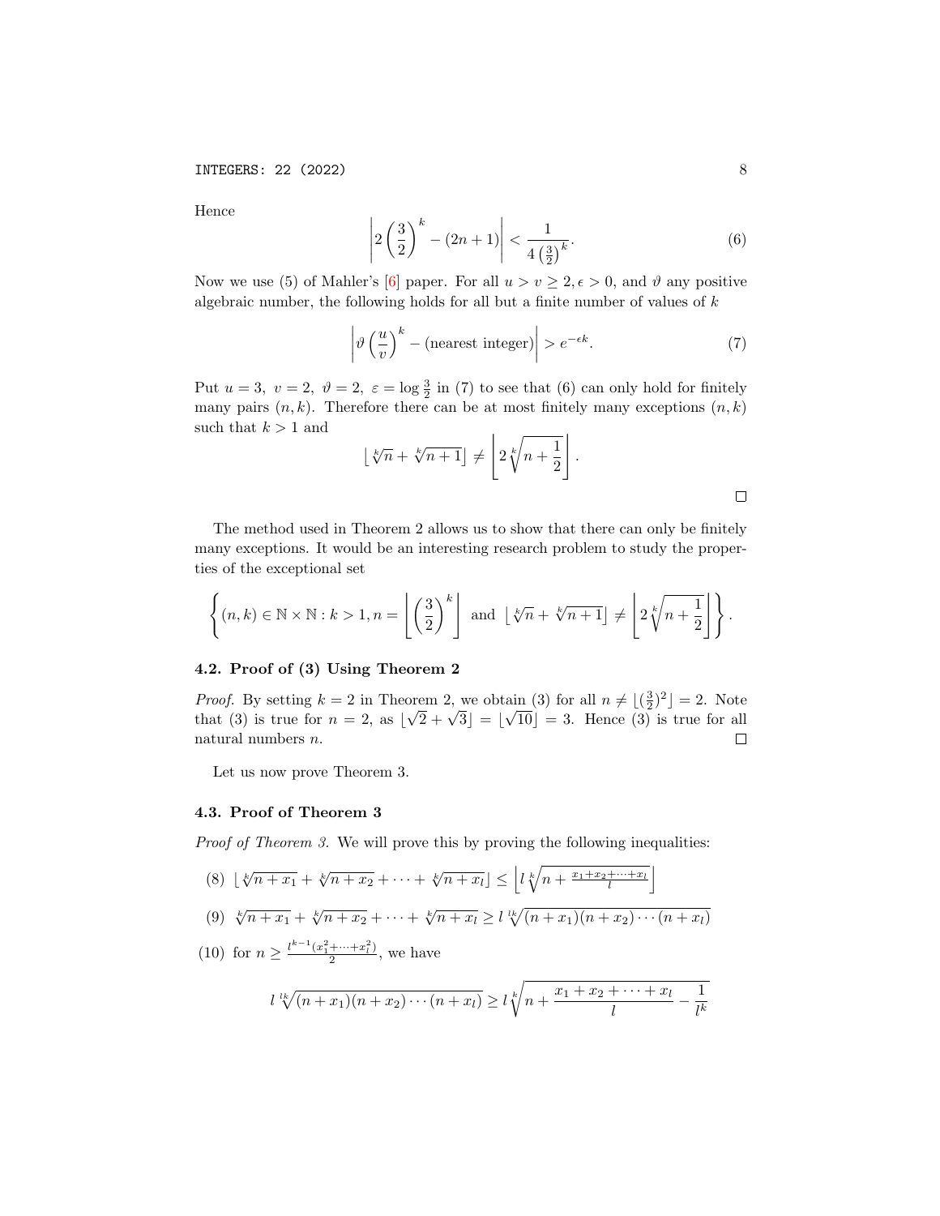Hence

$$\left|2\left(\frac{3}{2}\right)^k - (2n+1)\right| < \frac{1}{4\left(\frac{3}{2}\right)^k}. \tag{6}$$

Now we use (5) of Mahler's [6] paper. For all $u > v \geq 2, \epsilon > 0$, and $\vartheta$ any positive algebraic number, the following holds for all but a finite number of values of $k$

$$\left|\vartheta\left(\frac{u}{v}\right)^k - (\text{nearest integer})\right| > e^{-\epsilon k}. \tag{7}$$

Put $u = 3,\ v = 2,\ \vartheta = 2,\ \varepsilon = \log\frac{3}{2}$ in (7) to see that (6) can only hold for finitely many pairs $(n, k)$. Therefore there can be at most finitely many exceptions $(n, k)$ such that $k > 1$ and

$$\lfloor \sqrt[k]{n} + \sqrt[k]{n+1} \rfloor \neq \left\lfloor 2\sqrt[k]{n + \frac{1}{2}} \right\rfloor.$$

$\square$

The method used in Theorem 2 allows us to show that there can only be finitely many exceptions. It would be an interesting research problem to study the properties of the exceptional set

$$\left\{(n,k) \in \mathbb{N} \times \mathbb{N} : k > 1, n = \left\lfloor \left(\frac{3}{2}\right)^k \right\rfloor \text{ and } \lfloor \sqrt[k]{n} + \sqrt[k]{n+1} \rfloor \neq \left\lfloor 2\sqrt[k]{n + \frac{1}{2}} \right\rfloor \right\}.$$

### 4.2. Proof of (3) Using Theorem 2

*Proof.* By setting $k = 2$ in Theorem 2, we obtain (3) for all $n \neq \lfloor (\frac{3}{2})^2 \rfloor = 2$. Note that (3) is true for $n = 2$, as $\lfloor \sqrt{2} + \sqrt{3} \rfloor = \lfloor \sqrt{10} \rfloor = 3$. Hence (3) is true for all natural numbers $n$. $\square$

Let us now prove Theorem 3.

### 4.3. Proof of Theorem 3

*Proof of Theorem 3.* We will prove this by proving the following inequalities:

(8) $\lfloor \sqrt[k]{n+x_1} + \sqrt[k]{n+x_2} + \cdots + \sqrt[k]{n+x_l} \rfloor \leq \left\lfloor l\sqrt[k]{n + \frac{x_1+x_2+\cdots+x_l}{l}} \right\rfloor$

(9) $\sqrt[k]{n+x_1} + \sqrt[k]{n+x_2} + \cdots + \sqrt[k]{n+x_l} \geq l\sqrt[lk]{(n+x_1)(n+x_2)\cdots(n+x_l)}$

(10) for $n \geq \frac{l^{k-1}(x_1^2+\cdots+x_l^2)}{2}$, we have

$$l\sqrt[lk]{(n+x_1)(n+x_2)\cdots(n+x_l)} \geq l\sqrt[k]{n + \frac{x_1+x_2+\cdots+x_l}{l} - \frac{1}{l^k}}$$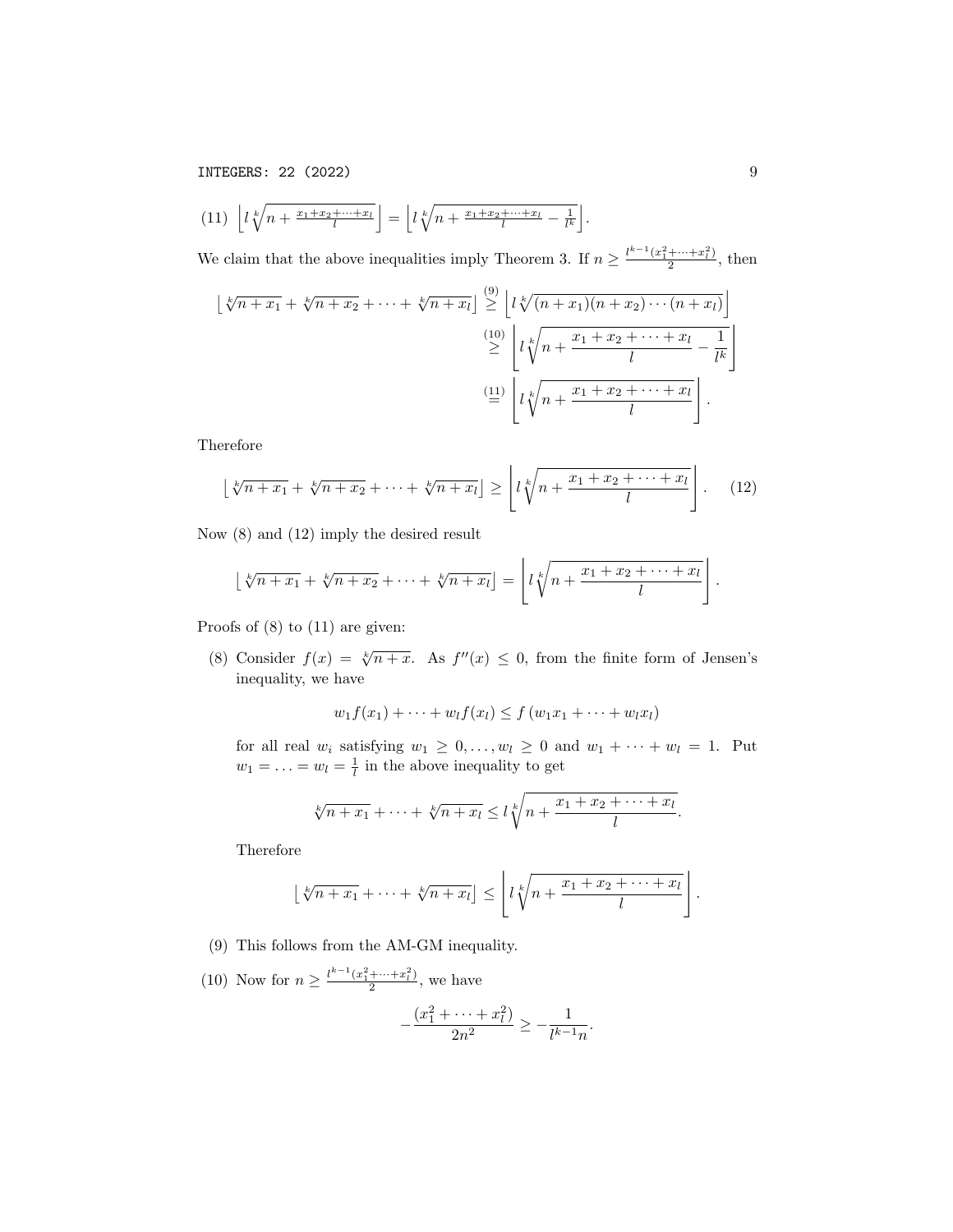(11) $\left\lfloor l\sqrt[k]{n+\frac{x_1+x_2+\cdots+x_l}{l}}\right\rfloor = \left\lfloor l\sqrt[k]{n+\frac{x_1+x_2+\cdots+x_l}{l}-\frac{1}{l^k}}\right\rfloor$.

We claim that the above inequalities imply Theorem 3. If $n \geq \frac{l^{k-1}(x_1^2+\cdots+x_l^2)}{2}$, then

$$\begin{aligned}
\left\lfloor \sqrt[k]{n+x_1}+\sqrt[k]{n+x_2}+\cdots+\sqrt[k]{n+x_l}\right\rfloor &\overset{(9)}{\geq} \left\lfloor l\sqrt[k]{(n+x_1)(n+x_2)\cdots(n+x_l)}\right\rfloor \\
&\overset{(10)}{\geq} \left\lfloor l\sqrt[k]{n+\frac{x_1+x_2+\cdots+x_l}{l}-\frac{1}{l^k}}\right\rfloor \\
&\overset{(11)}{=} \left\lfloor l\sqrt[k]{n+\frac{x_1+x_2+\cdots+x_l}{l}}\right\rfloor .
\end{aligned}$$

Therefore

$$\left\lfloor \sqrt[k]{n+x_1}+\sqrt[k]{n+x_2}+\cdots+\sqrt[k]{n+x_l}\right\rfloor \geq \left\lfloor l\sqrt[k]{n+\frac{x_1+x_2+\cdots+x_l}{l}}\right\rfloor . \tag{12}$$

Now (8) and (12) imply the desired result

$$\left\lfloor \sqrt[k]{n+x_1}+\sqrt[k]{n+x_2}+\cdots+\sqrt[k]{n+x_l}\right\rfloor = \left\lfloor l\sqrt[k]{n+\frac{x_1+x_2+\cdots+x_l}{l}}\right\rfloor .$$

Proofs of (8) to (11) are given:

(8) Consider $f(x) = \sqrt[k]{n+x}$. As $f''(x) \leq 0$, from the finite form of Jensen's inequality, we have

$$w_1 f(x_1) + \cdots + w_l f(x_l) \leq f(w_1 x_1 + \cdots + w_l x_l)$$

for all real $w_i$ satisfying $w_1 \geq 0, \ldots, w_l \geq 0$ and $w_1 + \cdots + w_l = 1$. Put $w_1 = \ldots = w_l = \frac{1}{l}$ in the above inequality to get

$$\sqrt[k]{n+x_1}+\cdots+\sqrt[k]{n+x_l} \leq l\sqrt[k]{n+\frac{x_1+x_2+\cdots+x_l}{l}}.$$

Therefore

$$\left\lfloor \sqrt[k]{n+x_1}+\cdots+\sqrt[k]{n+x_l}\right\rfloor \leq \left\lfloor l\sqrt[k]{n+\frac{x_1+x_2+\cdots+x_l}{l}}\right\rfloor .$$

(9) This follows from the AM-GM inequality.

(10) Now for $n \geq \frac{l^{k-1}(x_1^2+\cdots+x_l^2)}{2}$, we have

$$-\frac{(x_1^2+\cdots+x_l^2)}{2n^2} \geq -\frac{1}{l^{k-1}n}.$$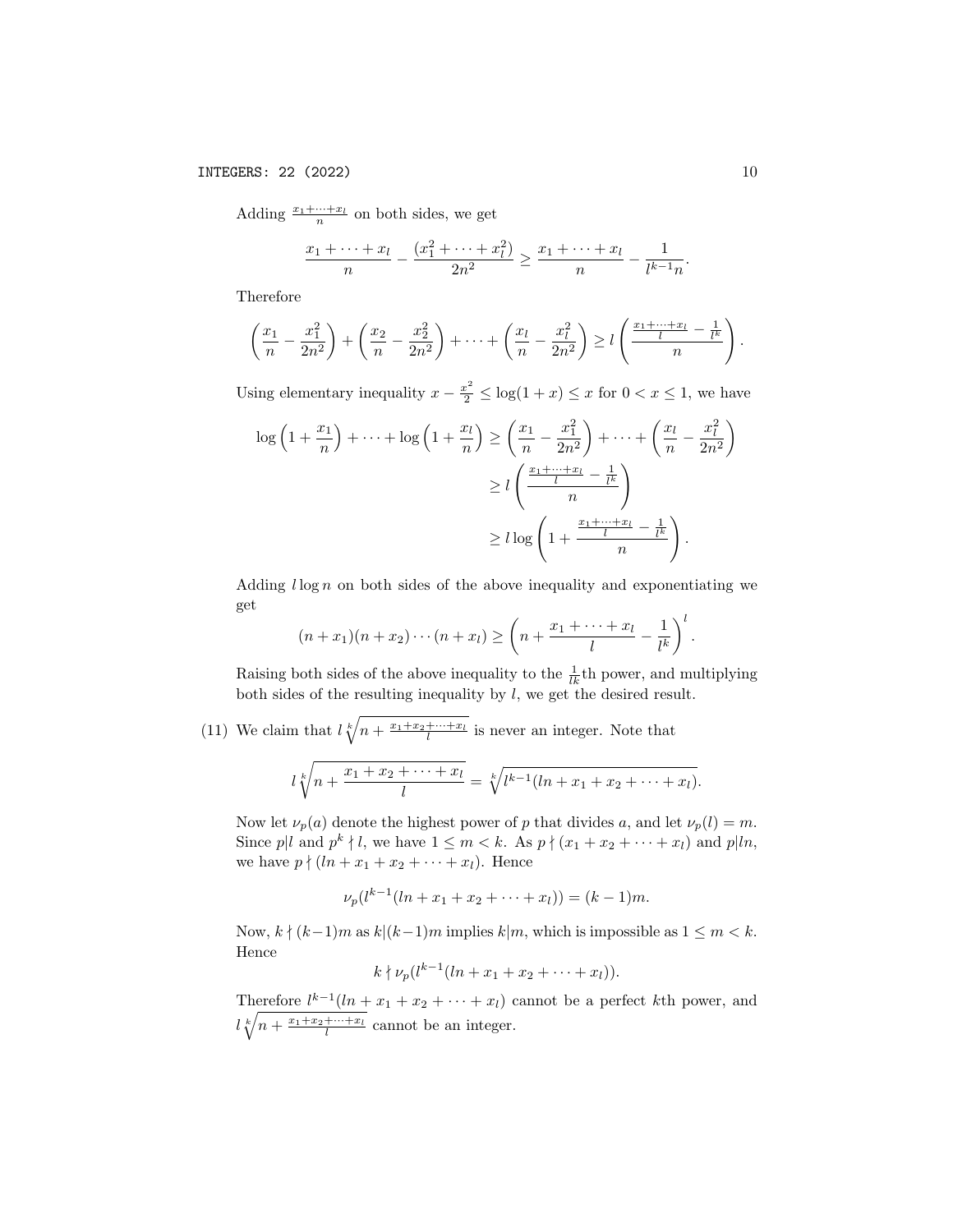Adding $\frac{x_1+\cdots+x_l}{n}$ on both sides, we get

$$\frac{x_1+\cdots+x_l}{n} - \frac{(x_1^2+\cdots+x_l^2)}{2n^2} \geq \frac{x_1+\cdots+x_l}{n} - \frac{1}{l^{k-1}n}.$$

Therefore

$$\left(\frac{x_1}{n} - \frac{x_1^2}{2n^2}\right) + \left(\frac{x_2}{n} - \frac{x_2^2}{2n^2}\right) + \cdots + \left(\frac{x_l}{n} - \frac{x_l^2}{2n^2}\right) \geq l\left(\frac{\frac{x_1+\cdots+x_l}{l} - \frac{1}{l^k}}{n}\right).$$

Using elementary inequality $x - \frac{x^2}{2} \leq \log(1+x) \leq x$ for $0 < x \leq 1$, we have

$$\begin{aligned}
\log\left(1+\frac{x_1}{n}\right) + \cdots + \log\left(1+\frac{x_l}{n}\right) &\geq \left(\frac{x_1}{n} - \frac{x_1^2}{2n^2}\right) + \cdots + \left(\frac{x_l}{n} - \frac{x_l^2}{2n^2}\right) \\
&\geq l\left(\frac{\frac{x_1+\cdots+x_l}{l} - \frac{1}{l^k}}{n}\right) \\
&\geq l\log\left(1+\frac{\frac{x_1+\cdots+x_l}{l} - \frac{1}{l^k}}{n}\right).
\end{aligned}$$

Adding $l\log n$ on both sides of the above inequality and exponentiating we get

$$(n+x_1)(n+x_2)\cdots(n+x_l) \geq \left(n + \frac{x_1+\cdots+x_l}{l} - \frac{1}{l^k}\right)^l.$$

Raising both sides of the above inequality to the $\frac{1}{lk}$th power, and multiplying both sides of the resulting inequality by $l$, we get the desired result.

(11) We claim that $l\sqrt[k]{n+\frac{x_1+x_2+\cdots+x_l}{l}}$ is never an integer. Note that

$$l\sqrt[k]{n+\frac{x_1+x_2+\cdots+x_l}{l}} = \sqrt[k]{l^{k-1}(ln+x_1+x_2+\cdots+x_l)}.$$

Now let $\nu_p(a)$ denote the highest power of $p$ that divides $a$, and let $\nu_p(l) = m$. Since $p|l$ and $p^k \nmid l$, we have $1 \leq m < k$. As $p \nmid (x_1+x_2+\cdots+x_l)$ and $p|ln$, we have $p \nmid (ln+x_1+x_2+\cdots+x_l)$. Hence

$$\nu_p(l^{k-1}(ln+x_1+x_2+\cdots+x_l)) = (k-1)m.$$

Now, $k \nmid (k-1)m$ as $k|(k-1)m$ implies $k|m$, which is impossible as $1 \leq m < k$. Hence

$$k \nmid \nu_p(l^{k-1}(ln+x_1+x_2+\cdots+x_l)).$$

Therefore $l^{k-1}(ln+x_1+x_2+\cdots+x_l)$ cannot be a perfect $k$th power, and $l\sqrt[k]{n+\frac{x_1+x_2+\cdots+x_l}{l}}$ cannot be an integer.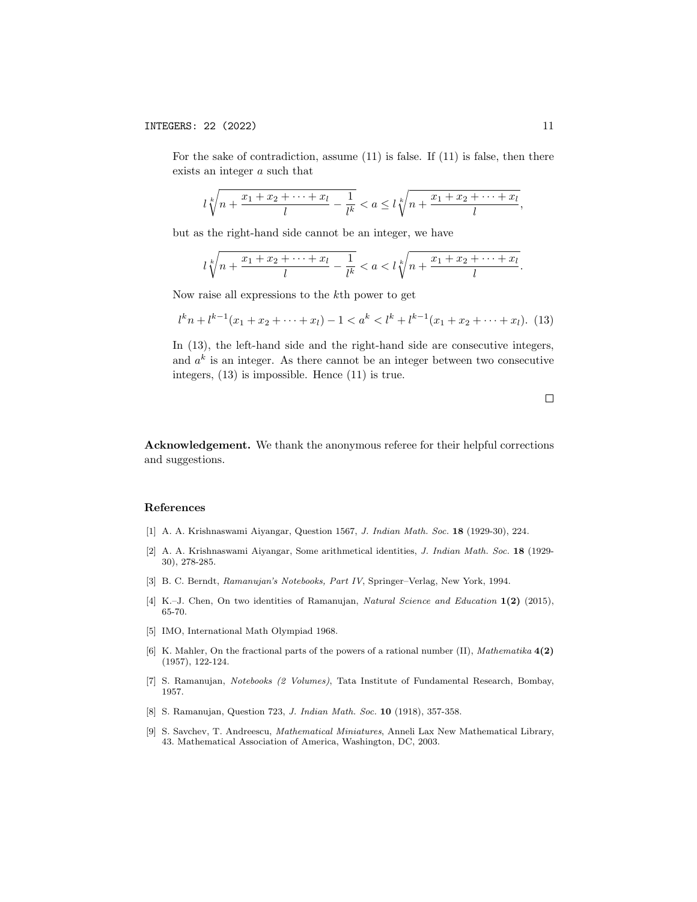For the sake of contradiction, assume (11) is false. If (11) is false, then there exists an integer $a$ such that

$$l\sqrt[k]{n+\frac{x_1+x_2+\cdots+x_l}{l}}-\frac{1}{l^k}<a\leq l\sqrt[k]{n+\frac{x_1+x_2+\cdots+x_l}{l}},$$

but as the right-hand side cannot be an integer, we have

$$l\sqrt[k]{n+\frac{x_1+x_2+\cdots+x_l}{l}}-\frac{1}{l^k}<a<l\sqrt[k]{n+\frac{x_1+x_2+\cdots+x_l}{l}}.$$

Now raise all expressions to the $k$th power to get

$$l^kn+l^{k-1}(x_1+x_2+\cdots+x_l)-1<a^k<l^k+l^{k-1}(x_1+x_2+\cdots+x_l). \quad (13)$$

In (13), the left-hand side and the right-hand side are consecutive integers, and $a^k$ is an integer. As there cannot be an integer between two consecutive integers, (13) is impossible. Hence (11) is true.

□

**Acknowledgement.** We thank the anonymous referee for their helpful corrections and suggestions.

## References

[1] A. A. Krishnaswami Aiyangar, Question 1567, *J. Indian Math. Soc.* **18** (1929-30), 224.

[2] A. A. Krishnaswami Aiyangar, Some arithmetical identities, *J. Indian Math. Soc.* **18** (1929-30), 278-285.

[3] B. C. Berndt, *Ramanujan's Notebooks, Part IV*, Springer–Verlag, New York, 1994.

[4] K.–J. Chen, On two identities of Ramanujan, *Natural Science and Education* **1(2)** (2015), 65-70.

[5] IMO, International Math Olympiad 1968.

[6] K. Mahler, On the fractional parts of the powers of a rational number (II), *Mathematika* **4(2)** (1957), 122-124.

[7] S. Ramanujan, *Notebooks (2 Volumes)*, Tata Institute of Fundamental Research, Bombay, 1957.

[8] S. Ramanujan, Question 723, *J. Indian Math. Soc.* **10** (1918), 357-358.

[9] S. Savchev, T. Andreescu, *Mathematical Miniatures*, Anneli Lax New Mathematical Library, 43. Mathematical Association of America, Washington, DC, 2003.